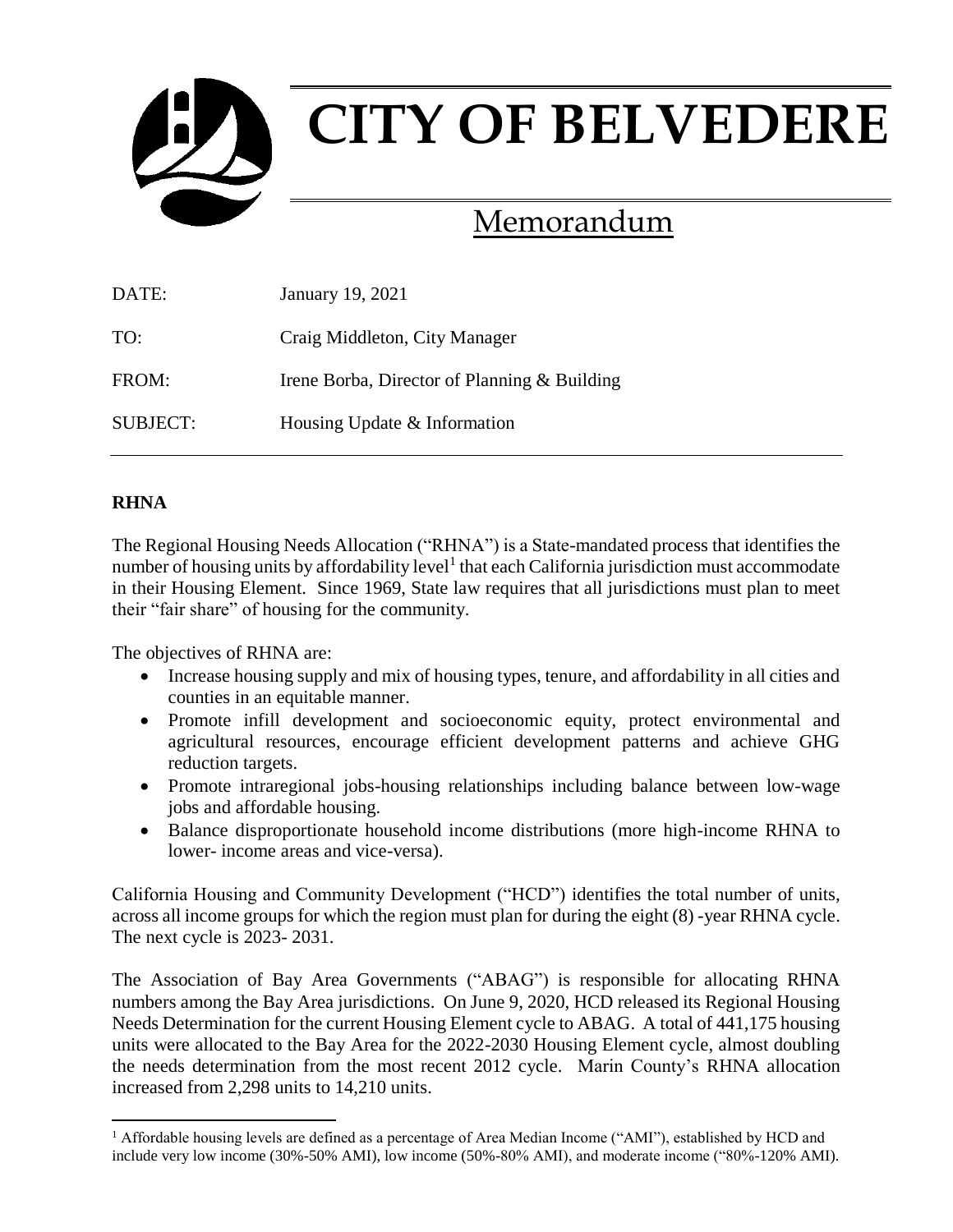# CITY OF BELVEDERE

## Memorandum

DATE: January 19, 2021

TO: Craig Middleton, City Manager

FROM: Irene Borba, Director of Planning & Building

SUBJECT: Housing Update & Information

---

**RHNA**

The Regional Housing Needs Allocation ("RHNA") is a State-mandated process that identifies the number of housing units by affordability level[1] that each California jurisdiction must accommodate in their Housing Element. Since 1969, State law requires that all jurisdictions must plan to meet their "fair share" of housing for the community.

The objectives of RHNA are:

- Increase housing supply and mix of housing types, tenure, and affordability in all cities and counties in an equitable manner.
- Promote infill development and socioeconomic equity, protect environmental and agricultural resources, encourage efficient development patterns and achieve GHG reduction targets.
- Promote intraregional jobs-housing relationships including balance between low-wage jobs and affordable housing.
- Balance disproportionate household income distributions (more high-income RHNA to lower- income areas and vice-versa).

California Housing and Community Development ("HCD") identifies the total number of units, across all income groups for which the region must plan for during the eight (8) -year RHNA cycle. The next cycle is 2023- 2031.

The Association of Bay Area Governments ("ABAG") is responsible for allocating RHNA numbers among the Bay Area jurisdictions. On June 9, 2020, HCD released its Regional Housing Needs Determination for the current Housing Element cycle to ABAG. A total of 441,175 housing units were allocated to the Bay Area for the 2022-2030 Housing Element cycle, almost doubling the needs determination from the most recent 2012 cycle. Marin County's RHNA allocation increased from 2,298 units to 14,210 units.

---

[1] Affordable housing levels are defined as a percentage of Area Median Income ("AMI"), established by HCD and include very low income (30%-50% AMI), low income (50%-80% AMI), and moderate income ("80%-120% AMI).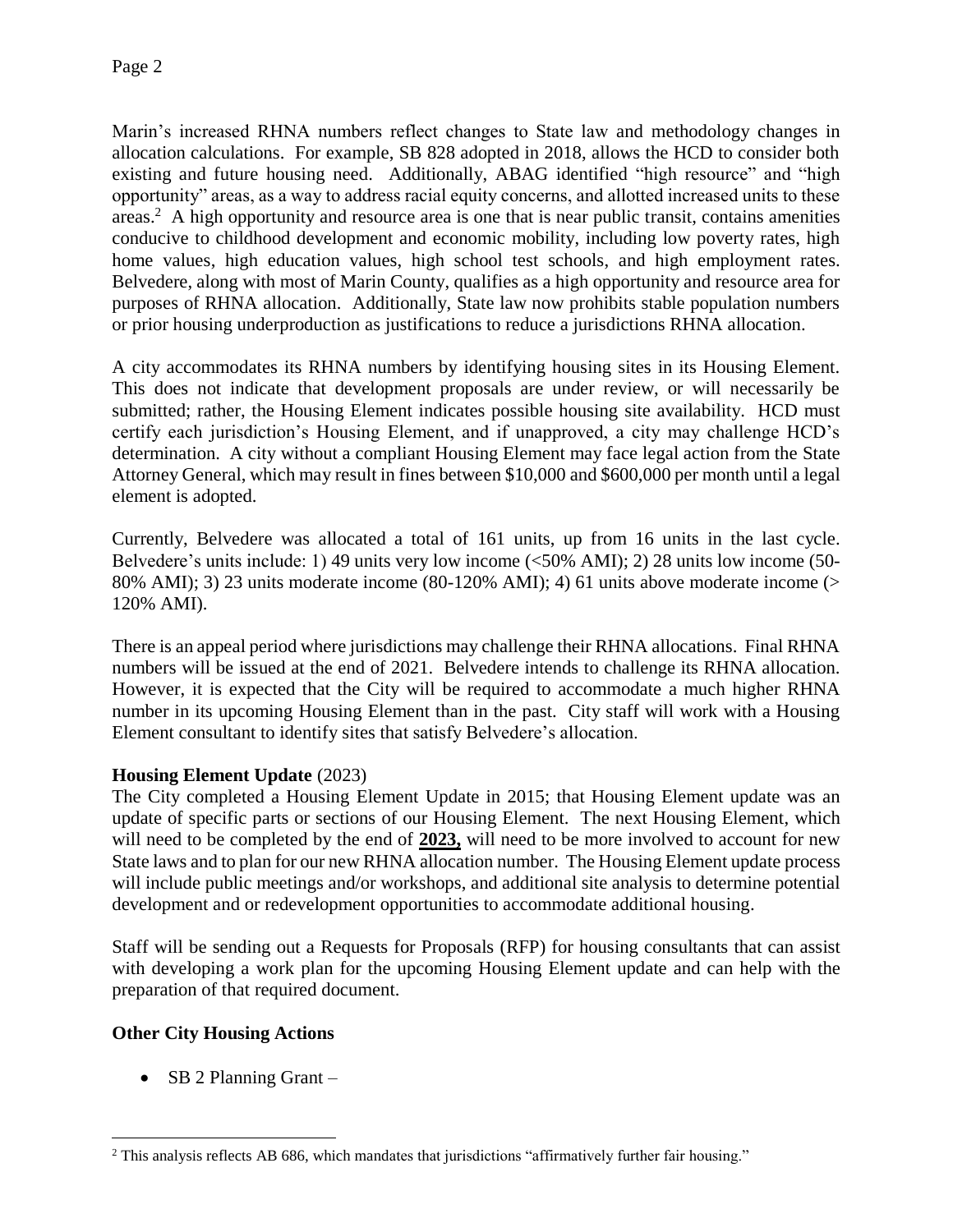Marin's increased RHNA numbers reflect changes to State law and methodology changes in allocation calculations. For example, SB 828 adopted in 2018, allows the HCD to consider both existing and future housing need. Additionally, ABAG identified "high resource" and "high opportunity" areas, as a way to address racial equity concerns, and allotted increased units to these areas.[2] A high opportunity and resource area is one that is near public transit, contains amenities conducive to childhood development and economic mobility, including low poverty rates, high home values, high education values, high school test schools, and high employment rates. Belvedere, along with most of Marin County, qualifies as a high opportunity and resource area for purposes of RHNA allocation. Additionally, State law now prohibits stable population numbers or prior housing underproduction as justifications to reduce a jurisdictions RHNA allocation.

A city accommodates its RHNA numbers by identifying housing sites in its Housing Element. This does not indicate that development proposals are under review, or will necessarily be submitted; rather, the Housing Element indicates possible housing site availability. HCD must certify each jurisdiction's Housing Element, and if unapproved, a city may challenge HCD's determination. A city without a compliant Housing Element may face legal action from the State Attorney General, which may result in fines between $10,000 and $600,000 per month until a legal element is adopted.

Currently, Belvedere was allocated a total of 161 units, up from 16 units in the last cycle. Belvedere's units include: 1) 49 units very low income (<50% AMI); 2) 28 units low income (50-80% AMI); 3) 23 units moderate income (80-120% AMI); 4) 61 units above moderate income (> 120% AMI).

There is an appeal period where jurisdictions may challenge their RHNA allocations. Final RHNA numbers will be issued at the end of 2021. Belvedere intends to challenge its RHNA allocation. However, it is expected that the City will be required to accommodate a much higher RHNA number in its upcoming Housing Element than in the past. City staff will work with a Housing Element consultant to identify sites that satisfy Belvedere's allocation.

**Housing Element Update** (2023)

The City completed a Housing Element Update in 2015; that Housing Element update was an update of specific parts or sections of our Housing Element. The next Housing Element, which will need to be completed by the end of **2023,** will need to be more involved to account for new State laws and to plan for our new RHNA allocation number. The Housing Element update process will include public meetings and/or workshops, and additional site analysis to determine potential development and or redevelopment opportunities to accommodate additional housing.

Staff will be sending out a Requests for Proposals (RFP) for housing consultants that can assist with developing a work plan for the upcoming Housing Element update and can help with the preparation of that required document.

**Other City Housing Actions**

- SB 2 Planning Grant –

[2] This analysis reflects AB 686, which mandates that jurisdictions "affirmatively further fair housing."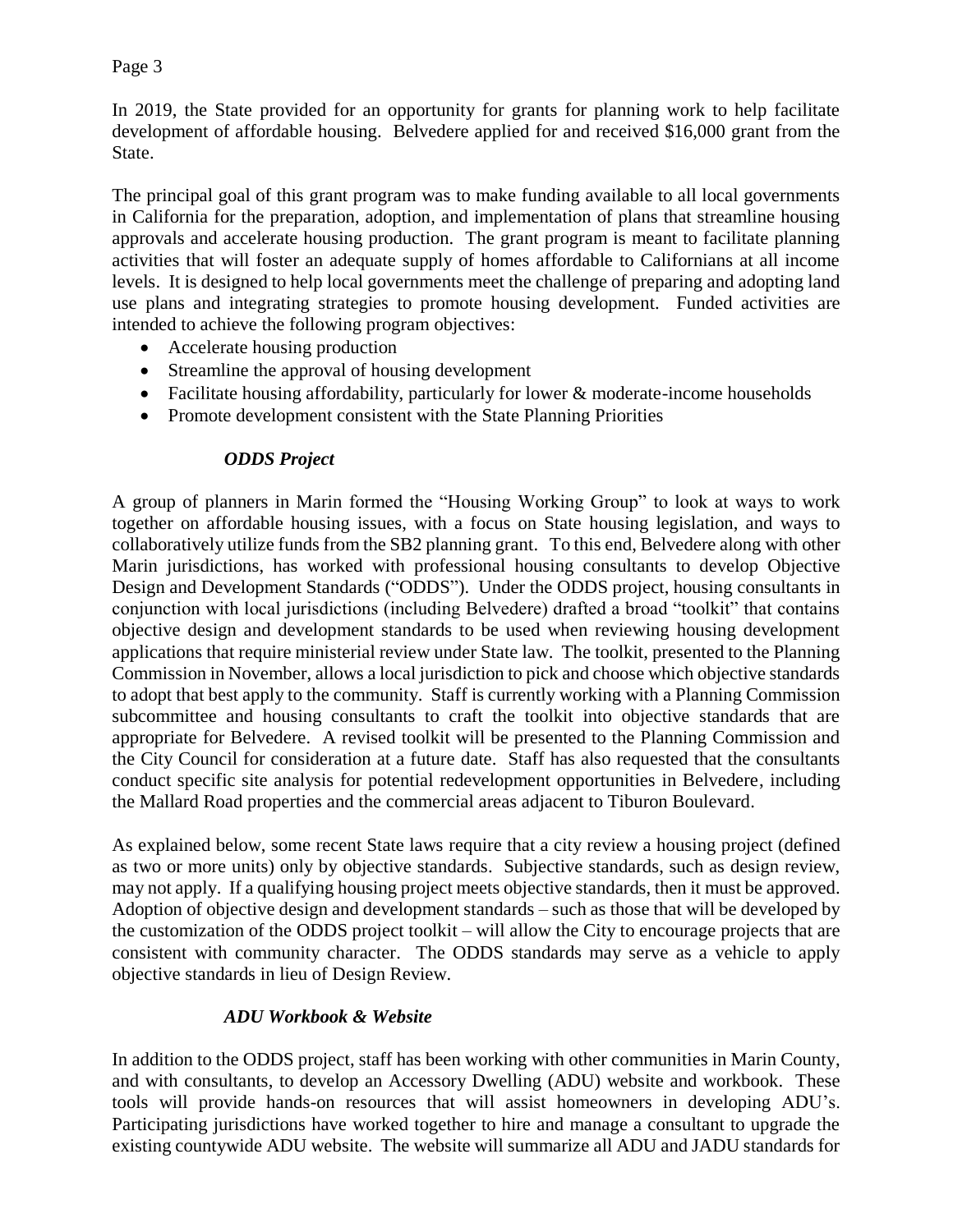In 2019, the State provided for an opportunity for grants for planning work to help facilitate development of affordable housing. Belvedere applied for and received $16,000 grant from the State.

The principal goal of this grant program was to make funding available to all local governments in California for the preparation, adoption, and implementation of plans that streamline housing approvals and accelerate housing production. The grant program is meant to facilitate planning activities that will foster an adequate supply of homes affordable to Californians at all income levels. It is designed to help local governments meet the challenge of preparing and adopting land use plans and integrating strategies to promote housing development. Funded activities are intended to achieve the following program objectives:

- Accelerate housing production
- Streamline the approval of housing development
- Facilitate housing affordability, particularly for lower & moderate-income households
- Promote development consistent with the State Planning Priorities

***ODDS Project***

A group of planners in Marin formed the "Housing Working Group" to look at ways to work together on affordable housing issues, with a focus on State housing legislation, and ways to collaboratively utilize funds from the SB2 planning grant. To this end, Belvedere along with other Marin jurisdictions, has worked with professional housing consultants to develop Objective Design and Development Standards ("ODDS"). Under the ODDS project, housing consultants in conjunction with local jurisdictions (including Belvedere) drafted a broad "toolkit" that contains objective design and development standards to be used when reviewing housing development applications that require ministerial review under State law. The toolkit, presented to the Planning Commission in November, allows a local jurisdiction to pick and choose which objective standards to adopt that best apply to the community. Staff is currently working with a Planning Commission subcommittee and housing consultants to craft the toolkit into objective standards that are appropriate for Belvedere. A revised toolkit will be presented to the Planning Commission and the City Council for consideration at a future date. Staff has also requested that the consultants conduct specific site analysis for potential redevelopment opportunities in Belvedere, including the Mallard Road properties and the commercial areas adjacent to Tiburon Boulevard.

As explained below, some recent State laws require that a city review a housing project (defined as two or more units) only by objective standards. Subjective standards, such as design review, may not apply. If a qualifying housing project meets objective standards, then it must be approved. Adoption of objective design and development standards – such as those that will be developed by the customization of the ODDS project toolkit – will allow the City to encourage projects that are consistent with community character. The ODDS standards may serve as a vehicle to apply objective standards in lieu of Design Review.

***ADU Workbook & Website***

In addition to the ODDS project, staff has been working with other communities in Marin County, and with consultants, to develop an Accessory Dwelling (ADU) website and workbook. These tools will provide hands-on resources that will assist homeowners in developing ADU's. Participating jurisdictions have worked together to hire and manage a consultant to upgrade the existing countywide ADU website. The website will summarize all ADU and JADU standards for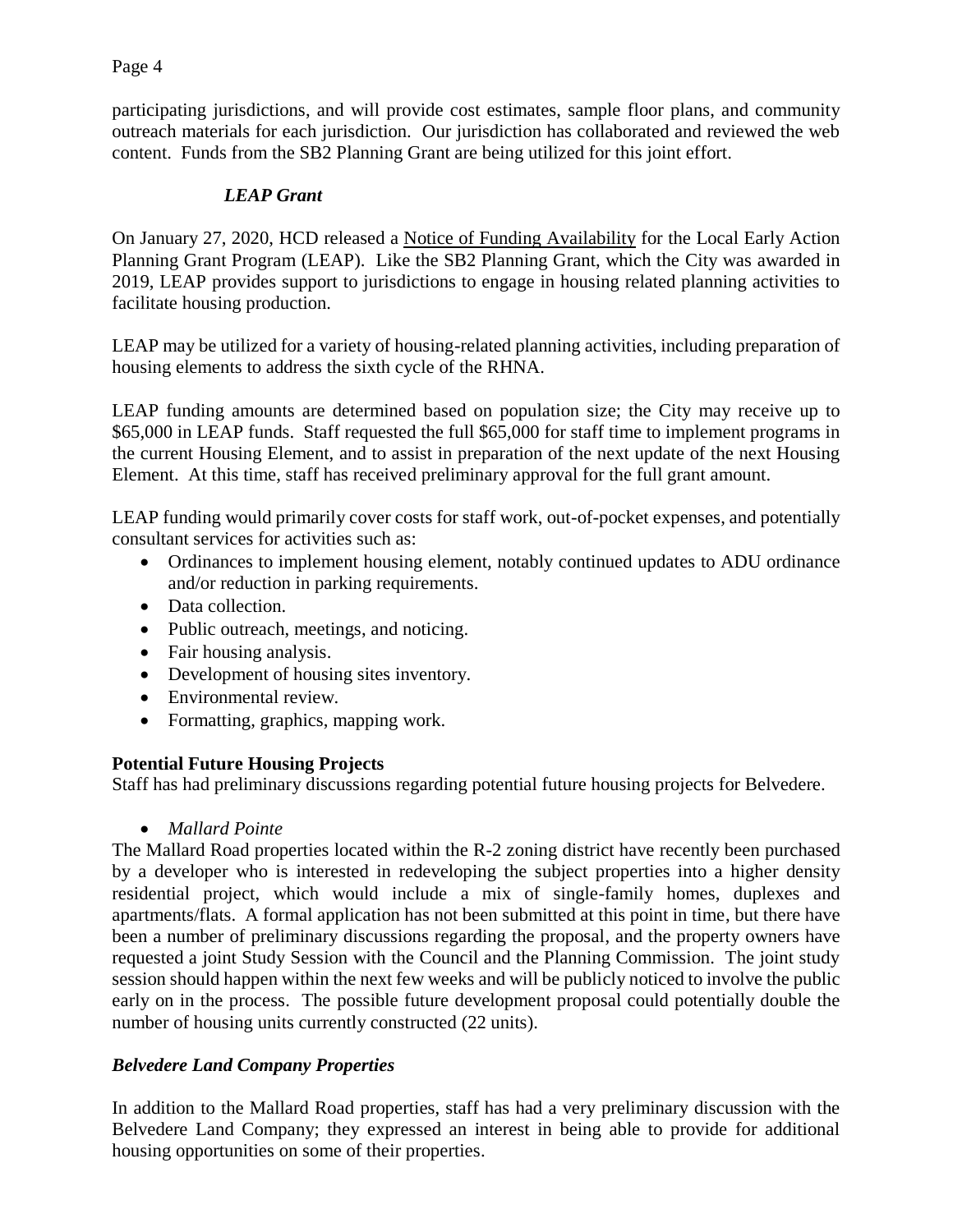participating jurisdictions, and will provide cost estimates, sample floor plans, and community outreach materials for each jurisdiction. Our jurisdiction has collaborated and reviewed the web content. Funds from the SB2 Planning Grant are being utilized for this joint effort.

***LEAP Grant***

On January 27, 2020, HCD released a Notice of Funding Availability for the Local Early Action Planning Grant Program (LEAP). Like the SB2 Planning Grant, which the City was awarded in 2019, LEAP provides support to jurisdictions to engage in housing related planning activities to facilitate housing production.

LEAP may be utilized for a variety of housing-related planning activities, including preparation of housing elements to address the sixth cycle of the RHNA.

LEAP funding amounts are determined based on population size; the City may receive up to $65,000 in LEAP funds. Staff requested the full $65,000 for staff time to implement programs in the current Housing Element, and to assist in preparation of the next update of the next Housing Element. At this time, staff has received preliminary approval for the full grant amount.

LEAP funding would primarily cover costs for staff work, out-of-pocket expenses, and potentially consultant services for activities such as:

- Ordinances to implement housing element, notably continued updates to ADU ordinance and/or reduction in parking requirements.
- Data collection.
- Public outreach, meetings, and noticing.
- Fair housing analysis.
- Development of housing sites inventory.
- Environmental review.
- Formatting, graphics, mapping work.

**Potential Future Housing Projects**

Staff has had preliminary discussions regarding potential future housing projects for Belvedere.

- *Mallard Pointe*

The Mallard Road properties located within the R-2 zoning district have recently been purchased by a developer who is interested in redeveloping the subject properties into a higher density residential project, which would include a mix of single-family homes, duplexes and apartments/flats. A formal application has not been submitted at this point in time, but there have been a number of preliminary discussions regarding the proposal, and the property owners have requested a joint Study Session with the Council and the Planning Commission. The joint study session should happen within the next few weeks and will be publicly noticed to involve the public early on in the process. The possible future development proposal could potentially double the number of housing units currently constructed (22 units).

***Belvedere Land Company Properties***

In addition to the Mallard Road properties, staff has had a very preliminary discussion with the Belvedere Land Company; they expressed an interest in being able to provide for additional housing opportunities on some of their properties.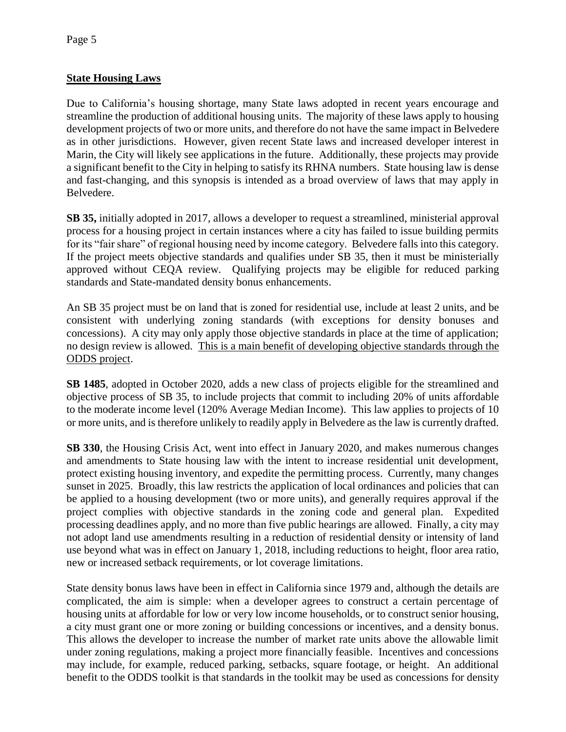## State Housing Laws

Due to California's housing shortage, many State laws adopted in recent years encourage and streamline the production of additional housing units. The majority of these laws apply to housing development projects of two or more units, and therefore do not have the same impact in Belvedere as in other jurisdictions. However, given recent State laws and increased developer interest in Marin, the City will likely see applications in the future. Additionally, these projects may provide a significant benefit to the City in helping to satisfy its RHNA numbers. State housing law is dense and fast-changing, and this synopsis is intended as a broad overview of laws that may apply in Belvedere.

**SB 35,** initially adopted in 2017, allows a developer to request a streamlined, ministerial approval process for a housing project in certain instances where a city has failed to issue building permits for its "fair share" of regional housing need by income category. Belvedere falls into this category. If the project meets objective standards and qualifies under SB 35, then it must be ministerially approved without CEQA review. Qualifying projects may be eligible for reduced parking standards and State-mandated density bonus enhancements.

An SB 35 project must be on land that is zoned for residential use, include at least 2 units, and be consistent with underlying zoning standards (with exceptions for density bonuses and concessions). A city may only apply those objective standards in place at the time of application; no design review is allowed. <u>This is a main benefit of developing objective standards through the ODDS project</u>.

**SB 1485**, adopted in October 2020, adds a new class of projects eligible for the streamlined and objective process of SB 35, to include projects that commit to including 20% of units affordable to the moderate income level (120% Average Median Income). This law applies to projects of 10 or more units, and is therefore unlikely to readily apply in Belvedere as the law is currently drafted.

**SB 330**, the Housing Crisis Act, went into effect in January 2020, and makes numerous changes and amendments to State housing law with the intent to increase residential unit development, protect existing housing inventory, and expedite the permitting process. Currently, many changes sunset in 2025. Broadly, this law restricts the application of local ordinances and policies that can be applied to a housing development (two or more units), and generally requires approval if the project complies with objective standards in the zoning code and general plan. Expedited processing deadlines apply, and no more than five public hearings are allowed. Finally, a city may not adopt land use amendments resulting in a reduction of residential density or intensity of land use beyond what was in effect on January 1, 2018, including reductions to height, floor area ratio, new or increased setback requirements, or lot coverage limitations.

State density bonus laws have been in effect in California since 1979 and, although the details are complicated, the aim is simple: when a developer agrees to construct a certain percentage of housing units at affordable for low or very low income households, or to construct senior housing, a city must grant one or more zoning or building concessions or incentives, and a density bonus. This allows the developer to increase the number of market rate units above the allowable limit under zoning regulations, making a project more financially feasible. Incentives and concessions may include, for example, reduced parking, setbacks, square footage, or height. An additional benefit to the ODDS toolkit is that standards in the toolkit may be used as concessions for density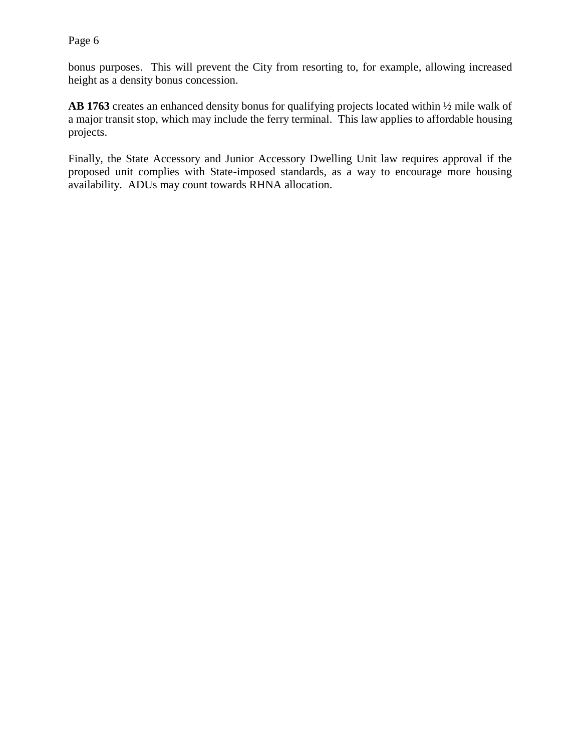bonus purposes. This will prevent the City from resorting to, for example, allowing increased height as a density bonus concession.

**AB 1763** creates an enhanced density bonus for qualifying projects located within ½ mile walk of a major transit stop, which may include the ferry terminal. This law applies to affordable housing projects.

Finally, the State Accessory and Junior Accessory Dwelling Unit law requires approval if the proposed unit complies with State-imposed standards, as a way to encourage more housing availability. ADUs may count towards RHNA allocation.